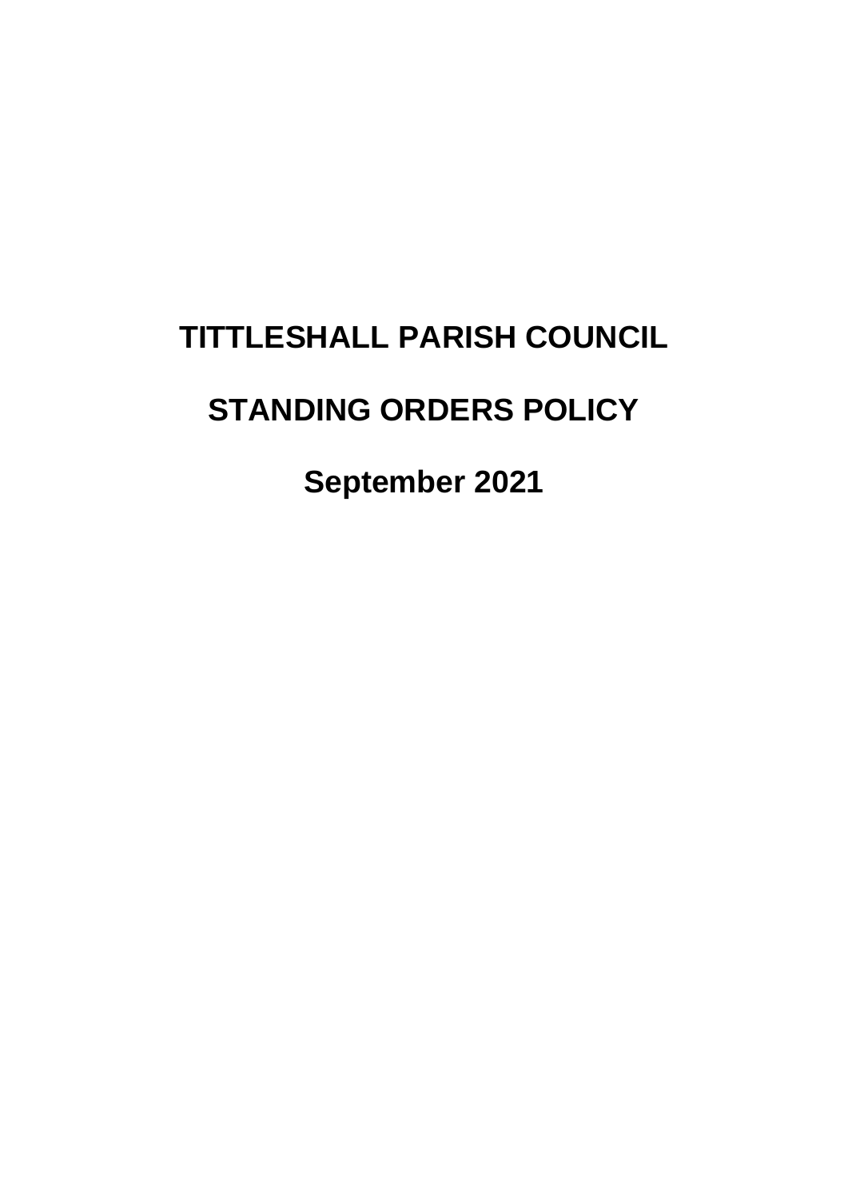# TITTLESHALL PARISH COUNCIL

# STANDING ORDERS POLICY

# September 2021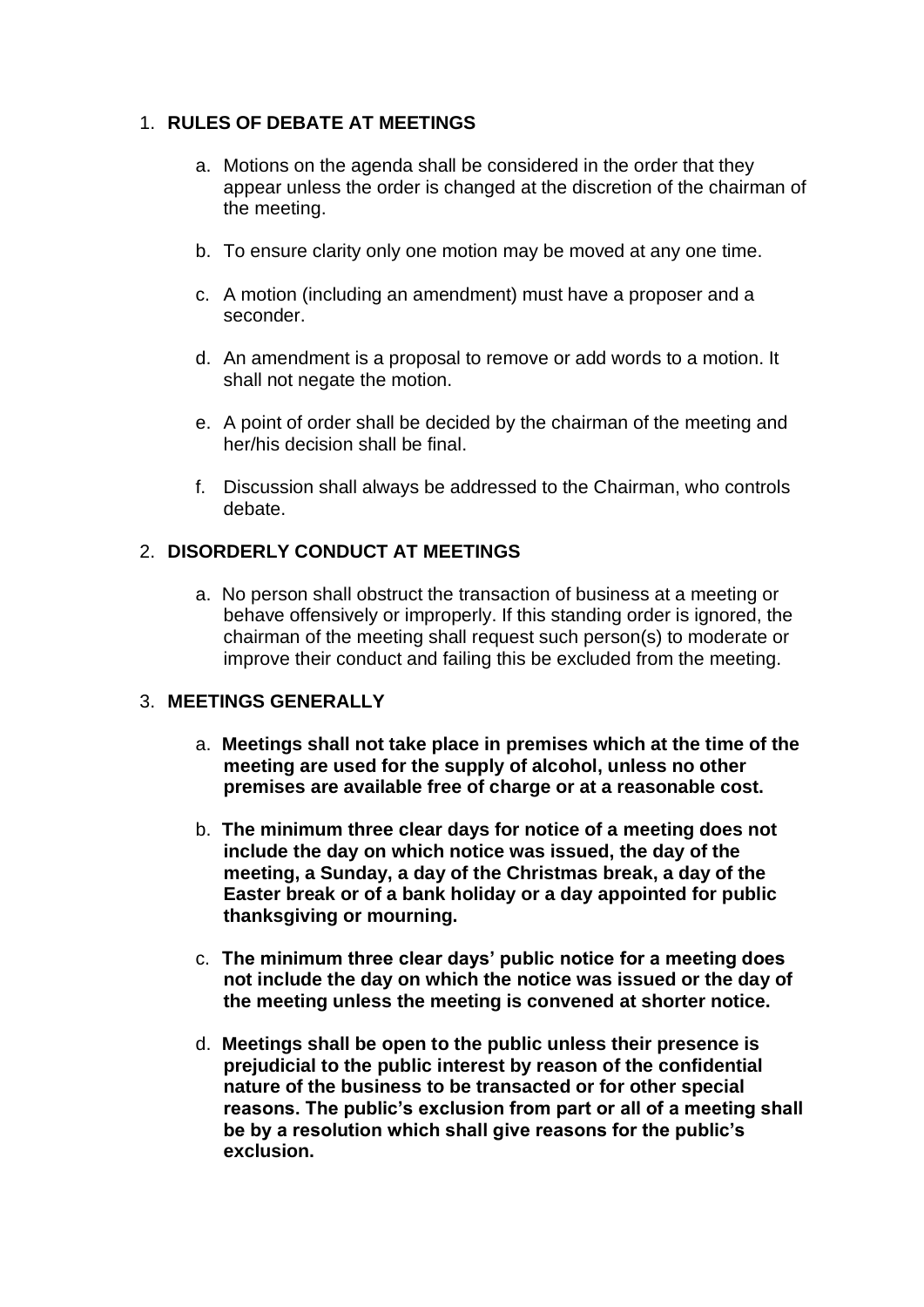1. **RULES OF DEBATE AT MEETINGS**

    a. Motions on the agenda shall be considered in the order that they appear unless the order is changed at the discretion of the chairman of the meeting.

    b. To ensure clarity only one motion may be moved at any one time.

    c. A motion (including an amendment) must have a proposer and a seconder.

    d. An amendment is a proposal to remove or add words to a motion. It shall not negate the motion.

    e. A point of order shall be decided by the chairman of the meeting and her/his decision shall be final.

    f. Discussion shall always be addressed to the Chairman, who controls debate.

2. **DISORDERLY CONDUCT AT MEETINGS**

    a. No person shall obstruct the transaction of business at a meeting or behave offensively or improperly. If this standing order is ignored, the chairman of the meeting shall request such person(s) to moderate or improve their conduct and failing this be excluded from the meeting.

3. **MEETINGS GENERALLY**

    a. **Meetings shall not take place in premises which at the time of the meeting are used for the supply of alcohol, unless no other premises are available free of charge or at a reasonable cost.**

    b. **The minimum three clear days for notice of a meeting does not include the day on which notice was issued, the day of the meeting, a Sunday, a day of the Christmas break, a day of the Easter break or of a bank holiday or a day appointed for public thanksgiving or mourning.**

    c. **The minimum three clear days' public notice for a meeting does not include the day on which the notice was issued or the day of the meeting unless the meeting is convened at shorter notice.**

    d. **Meetings shall be open to the public unless their presence is prejudicial to the public interest by reason of the confidential nature of the business to be transacted or for other special reasons. The public's exclusion from part or all of a meeting shall be by a resolution which shall give reasons for the public's exclusion.**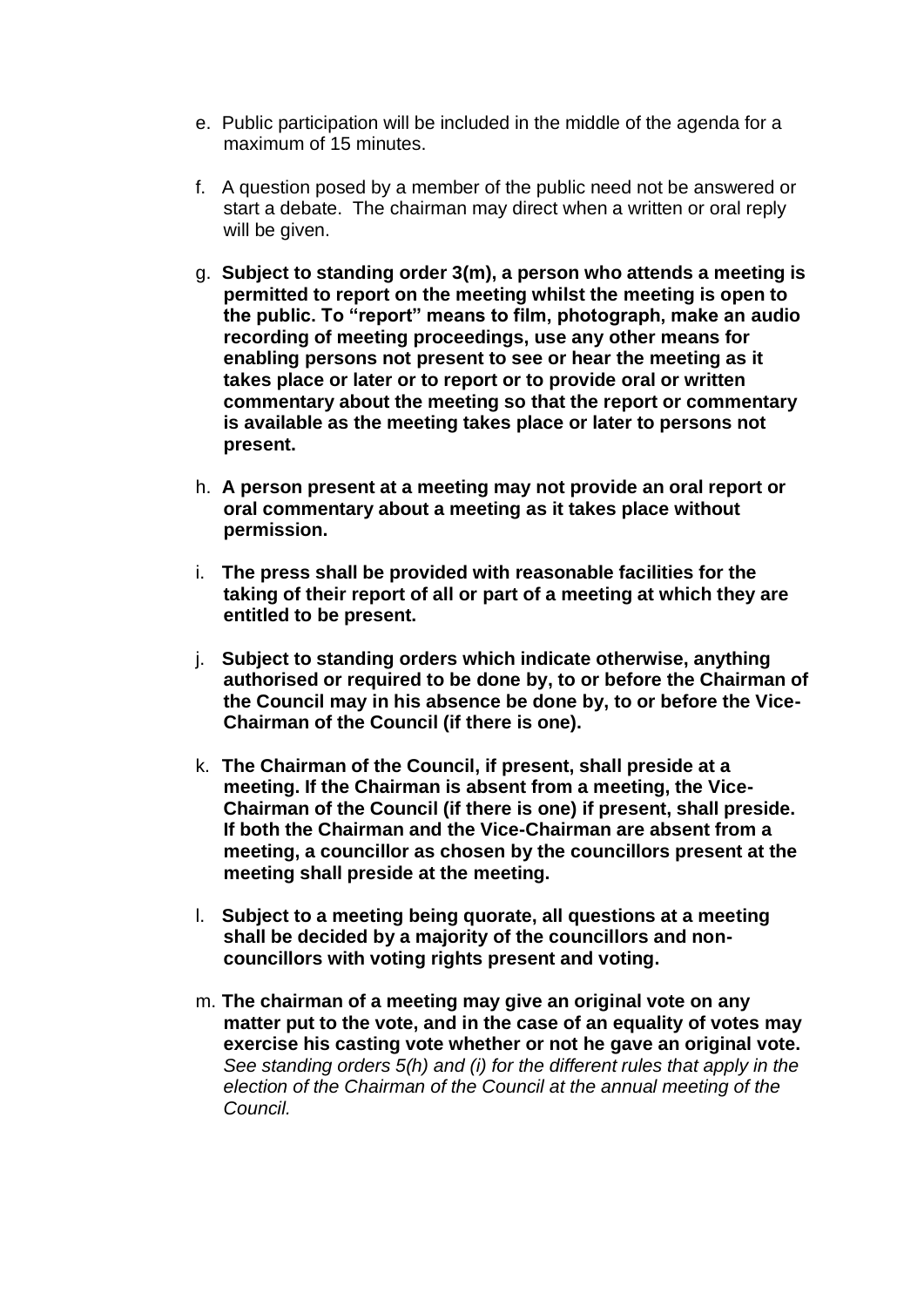e. Public participation will be included in the middle of the agenda for a maximum of 15 minutes.

f. A question posed by a member of the public need not be answered or start a debate. The chairman may direct when a written or oral reply will be given.

g. **Subject to standing order 3(m), a person who attends a meeting is permitted to report on the meeting whilst the meeting is open to the public. To "report" means to film, photograph, make an audio recording of meeting proceedings, use any other means for enabling persons not present to see or hear the meeting as it takes place or later or to report or to provide oral or written commentary about the meeting so that the report or commentary is available as the meeting takes place or later to persons not present.**

h. **A person present at a meeting may not provide an oral report or oral commentary about a meeting as it takes place without permission.**

i. **The press shall be provided with reasonable facilities for the taking of their report of all or part of a meeting at which they are entitled to be present.**

j. **Subject to standing orders which indicate otherwise, anything authorised or required to be done by, to or before the Chairman of the Council may in his absence be done by, to or before the Vice-Chairman of the Council (if there is one).**

k. **The Chairman of the Council, if present, shall preside at a meeting. If the Chairman is absent from a meeting, the Vice-Chairman of the Council (if there is one) if present, shall preside. If both the Chairman and the Vice-Chairman are absent from a meeting, a councillor as chosen by the councillors present at the meeting shall preside at the meeting.**

l. **Subject to a meeting being quorate, all questions at a meeting shall be decided by a majority of the councillors and non-councillors with voting rights present and voting.**

m. **The chairman of a meeting may give an original vote on any matter put to the vote, and in the case of an equality of votes may exercise his casting vote whether or not he gave an original vote.** *See standing orders 5(h) and (i) for the different rules that apply in the election of the Chairman of the Council at the annual meeting of the Council.*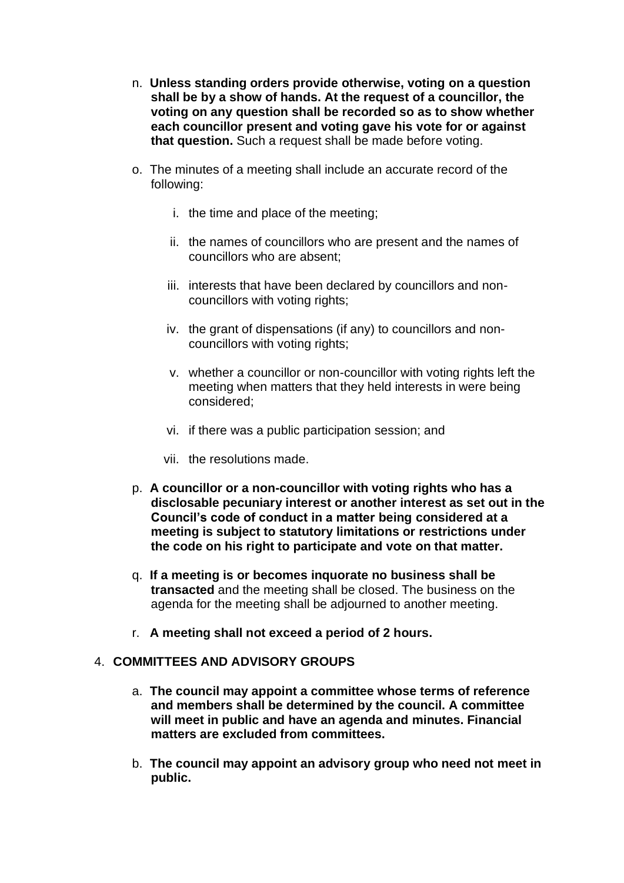n. **Unless standing orders provide otherwise, voting on a question shall be by a show of hands. At the request of a councillor, the voting on any question shall be recorded so as to show whether each councillor present and voting gave his vote for or against that question.** Such a request shall be made before voting.

o. The minutes of a meeting shall include an accurate record of the following:

   i. the time and place of the meeting;

   ii. the names of councillors who are present and the names of councillors who are absent;

   iii. interests that have been declared by councillors and non-councillors with voting rights;

   iv. the grant of dispensations (if any) to councillors and non-councillors with voting rights;

   v. whether a councillor or non-councillor with voting rights left the meeting when matters that they held interests in were being considered;

   vi. if there was a public participation session; and

   vii. the resolutions made.

p. **A councillor or a non-councillor with voting rights who has a disclosable pecuniary interest or another interest as set out in the Council's code of conduct in a matter being considered at a meeting is subject to statutory limitations or restrictions under the code on his right to participate and vote on that matter.**

q. **If a meeting is or becomes inquorate no business shall be transacted** and the meeting shall be closed. The business on the agenda for the meeting shall be adjourned to another meeting.

r. **A meeting shall not exceed a period of 2 hours.**

4. **COMMITTEES AND ADVISORY GROUPS**

   a. **The council may appoint a committee whose terms of reference and members shall be determined by the council. A committee will meet in public and have an agenda and minutes. Financial matters are excluded from committees.**

   b. **The council may appoint an advisory group who need not meet in public.**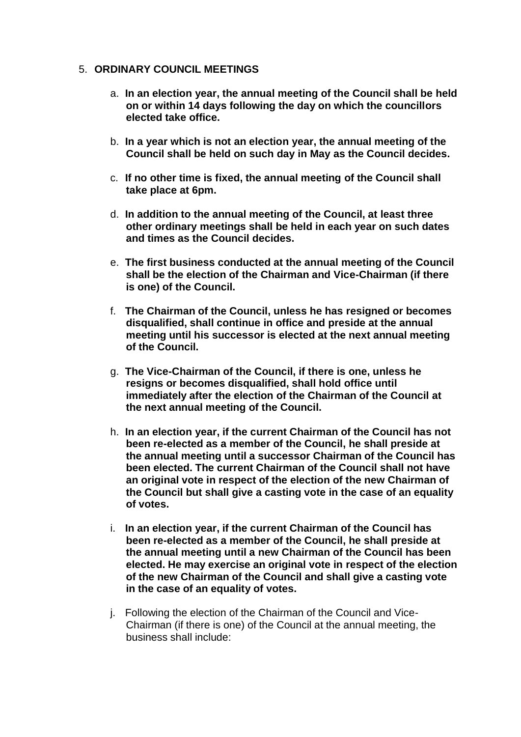5. **ORDINARY COUNCIL MEETINGS**

   a. **In an election year, the annual meeting of the Council shall be held on or within 14 days following the day on which the councillors elected take office.**

   b. **In a year which is not an election year, the annual meeting of the Council shall be held on such day in May as the Council decides.**

   c. **If no other time is fixed, the annual meeting of the Council shall take place at 6pm.**

   d. **In addition to the annual meeting of the Council, at least three other ordinary meetings shall be held in each year on such dates and times as the Council decides.**

   e. **The first business conducted at the annual meeting of the Council shall be the election of the Chairman and Vice-Chairman (if there is one) of the Council.**

   f. **The Chairman of the Council, unless he has resigned or becomes disqualified, shall continue in office and preside at the annual meeting until his successor is elected at the next annual meeting of the Council.**

   g. **The Vice-Chairman of the Council, if there is one, unless he resigns or becomes disqualified, shall hold office until immediately after the election of the Chairman of the Council at the next annual meeting of the Council.**

   h. **In an election year, if the current Chairman of the Council has not been re-elected as a member of the Council, he shall preside at the annual meeting until a successor Chairman of the Council has been elected. The current Chairman of the Council shall not have an original vote in respect of the election of the new Chairman of the Council but shall give a casting vote in the case of an equality of votes.**

   i. **In an election year, if the current Chairman of the Council has been re-elected as a member of the Council, he shall preside at the annual meeting until a new Chairman of the Council has been elected. He may exercise an original vote in respect of the election of the new Chairman of the Council and shall give a casting vote in the case of an equality of votes.**

   j. Following the election of the Chairman of the Council and Vice-Chairman (if there is one) of the Council at the annual meeting, the business shall include: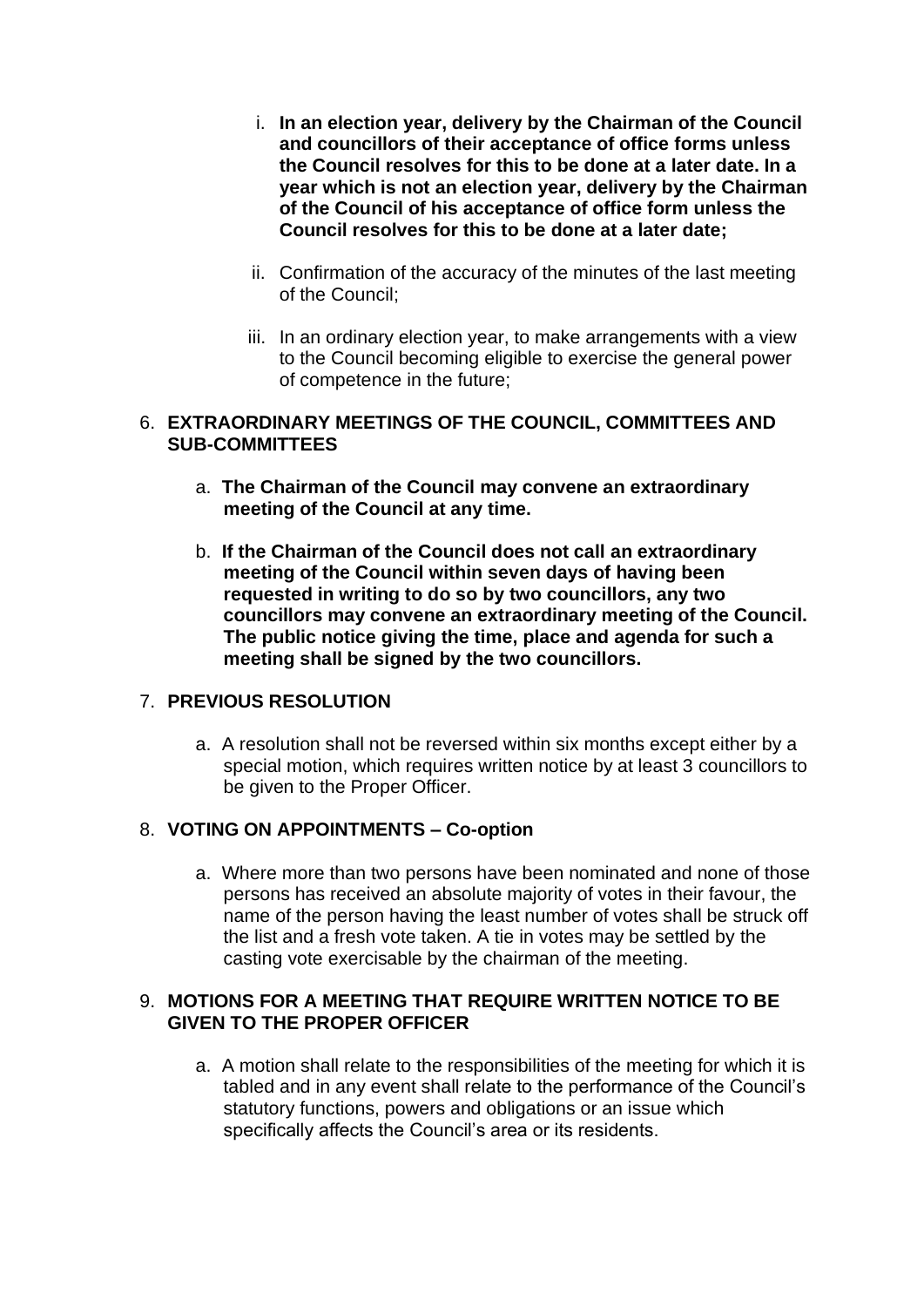i. **In an election year, delivery by the Chairman of the Council and councillors of their acceptance of office forms unless the Council resolves for this to be done at a later date. In a year which is not an election year, delivery by the Chairman of the Council of his acceptance of office form unless the Council resolves for this to be done at a later date;**

ii. Confirmation of the accuracy of the minutes of the last meeting of the Council;

iii. In an ordinary election year, to make arrangements with a view to the Council becoming eligible to exercise the general power of competence in the future;

6. **EXTRAORDINARY MEETINGS OF THE COUNCIL, COMMITTEES AND SUB-COMMITTEES**

   a. **The Chairman of the Council may convene an extraordinary meeting of the Council at any time.**

   b. **If the Chairman of the Council does not call an extraordinary meeting of the Council within seven days of having been requested in writing to do so by two councillors, any two councillors may convene an extraordinary meeting of the Council. The public notice giving the time, place and agenda for such a meeting shall be signed by the two councillors.**

7. **PREVIOUS RESOLUTION**

   a. A resolution shall not be reversed within six months except either by a special motion, which requires written notice by at least 3 councillors to be given to the Proper Officer.

8. **VOTING ON APPOINTMENTS – Co-option**

   a. Where more than two persons have been nominated and none of those persons has received an absolute majority of votes in their favour, the name of the person having the least number of votes shall be struck off the list and a fresh vote taken. A tie in votes may be settled by the casting vote exercisable by the chairman of the meeting.

9. **MOTIONS FOR A MEETING THAT REQUIRE WRITTEN NOTICE TO BE GIVEN TO THE PROPER OFFICER**

   a. A motion shall relate to the responsibilities of the meeting for which it is tabled and in any event shall relate to the performance of the Council's statutory functions, powers and obligations or an issue which specifically affects the Council's area or its residents.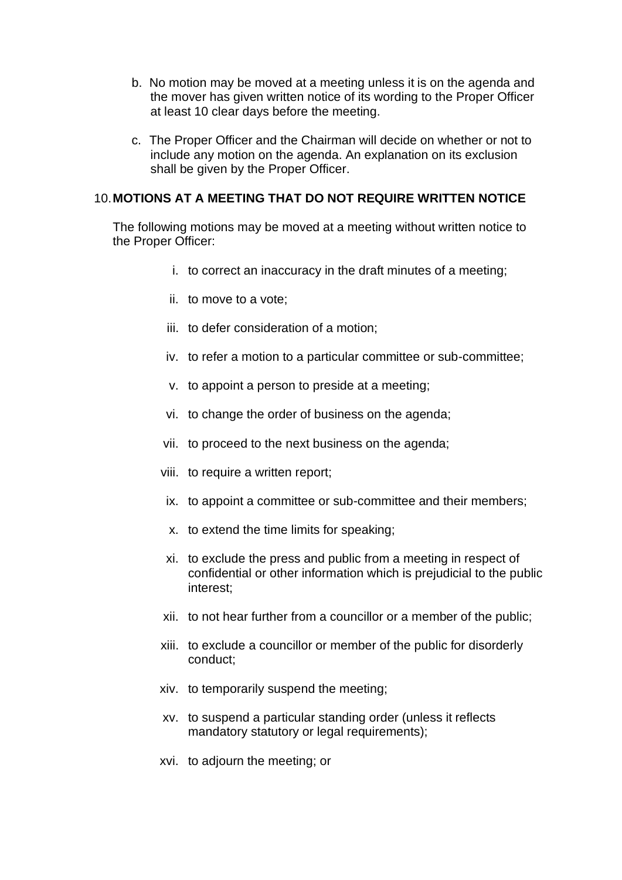b. No motion may be moved at a meeting unless it is on the agenda and the mover has given written notice of its wording to the Proper Officer at least 10 clear days before the meeting.

c. The Proper Officer and the Chairman will decide on whether or not to include any motion on the agenda. An explanation on its exclusion shall be given by the Proper Officer.

## 10. MOTIONS AT A MEETING THAT DO NOT REQUIRE WRITTEN NOTICE

The following motions may be moved at a meeting without written notice to the Proper Officer:

i. to correct an inaccuracy in the draft minutes of a meeting;

ii. to move to a vote;

iii. to defer consideration of a motion;

iv. to refer a motion to a particular committee or sub-committee;

v. to appoint a person to preside at a meeting;

vi. to change the order of business on the agenda;

vii. to proceed to the next business on the agenda;

viii. to require a written report;

ix. to appoint a committee or sub-committee and their members;

x. to extend the time limits for speaking;

xi. to exclude the press and public from a meeting in respect of confidential or other information which is prejudicial to the public interest;

xii. to not hear further from a councillor or a member of the public;

xiii. to exclude a councillor or member of the public for disorderly conduct;

xiv. to temporarily suspend the meeting;

xv. to suspend a particular standing order (unless it reflects mandatory statutory or legal requirements);

xvi. to adjourn the meeting; or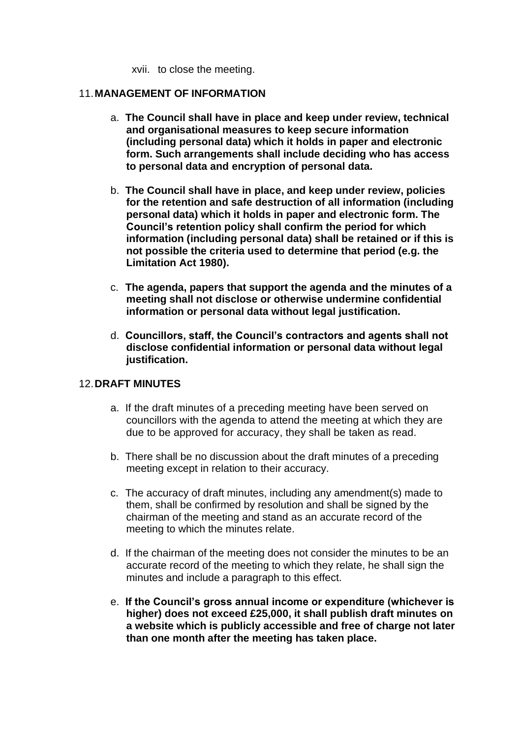xvii. to close the meeting.

## 11. MANAGEMENT OF INFORMATION

a. **The Council shall have in place and keep under review, technical and organisational measures to keep secure information (including personal data) which it holds in paper and electronic form. Such arrangements shall include deciding who has access to personal data and encryption of personal data.**

b. **The Council shall have in place, and keep under review, policies for the retention and safe destruction of all information (including personal data) which it holds in paper and electronic form. The Council's retention policy shall confirm the period for which information (including personal data) shall be retained or if this is not possible the criteria used to determine that period (e.g. the Limitation Act 1980).**

c. **The agenda, papers that support the agenda and the minutes of a meeting shall not disclose or otherwise undermine confidential information or personal data without legal justification.**

d. **Councillors, staff, the Council's contractors and agents shall not disclose confidential information or personal data without legal justification.**

## 12. DRAFT MINUTES

a. If the draft minutes of a preceding meeting have been served on councillors with the agenda to attend the meeting at which they are due to be approved for accuracy, they shall be taken as read.

b. There shall be no discussion about the draft minutes of a preceding meeting except in relation to their accuracy.

c. The accuracy of draft minutes, including any amendment(s) made to them, shall be confirmed by resolution and shall be signed by the chairman of the meeting and stand as an accurate record of the meeting to which the minutes relate.

d. If the chairman of the meeting does not consider the minutes to be an accurate record of the meeting to which they relate, he shall sign the minutes and include a paragraph to this effect.

e. **If the Council's gross annual income or expenditure (whichever is higher) does not exceed £25,000, it shall publish draft minutes on a website which is publicly accessible and free of charge not later than one month after the meeting has taken place.**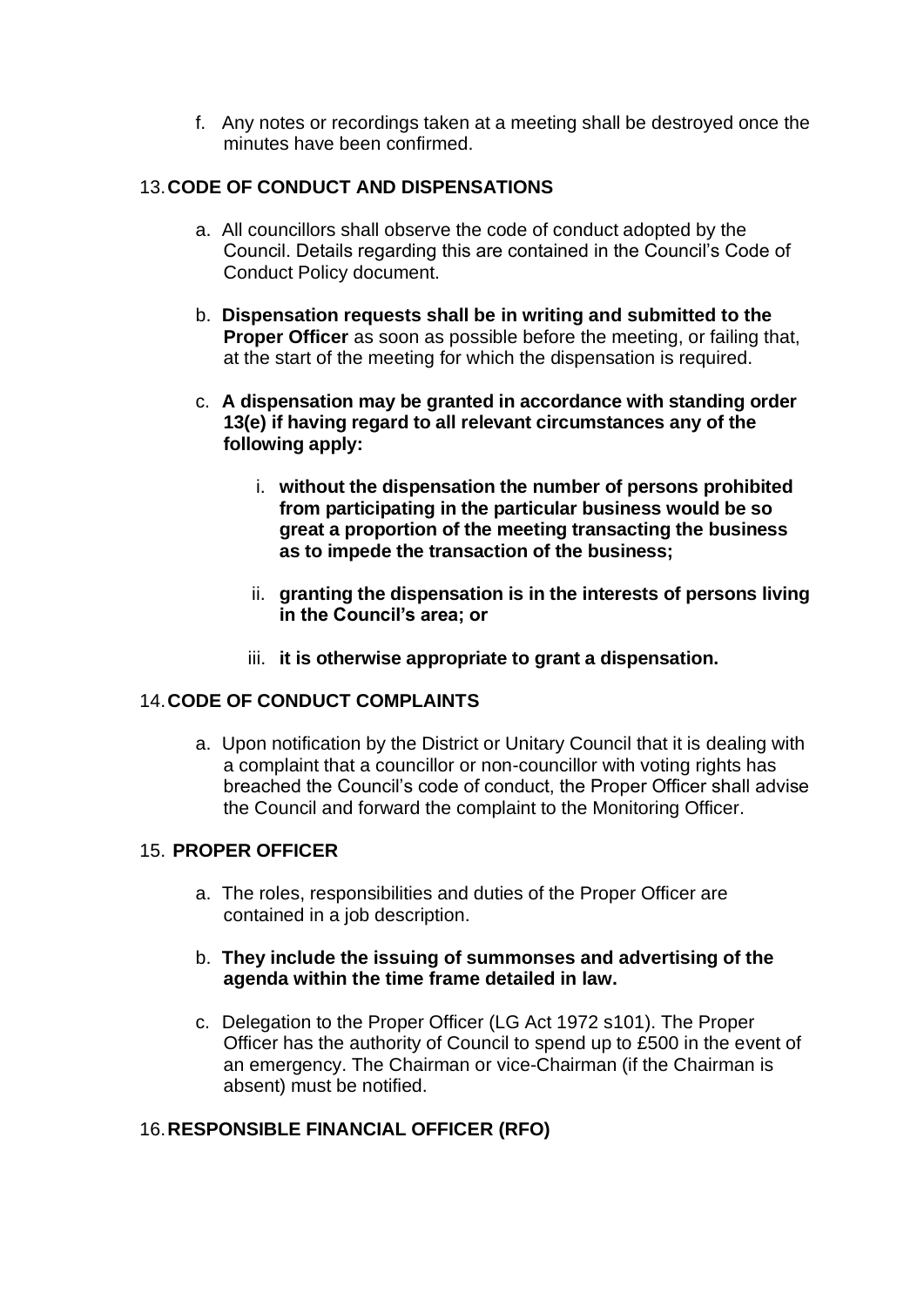f. Any notes or recordings taken at a meeting shall be destroyed once the minutes have been confirmed.

## 13. CODE OF CONDUCT AND DISPENSATIONS

a. All councillors shall observe the code of conduct adopted by the Council. Details regarding this are contained in the Council's Code of Conduct Policy document.

b. **Dispensation requests shall be in writing and submitted to the Proper Officer** as soon as possible before the meeting, or failing that, at the start of the meeting for which the dispensation is required.

c. **A dispensation may be granted in accordance with standing order 13(e) if having regard to all relevant circumstances any of the following apply:**

   i. **without the dispensation the number of persons prohibited from participating in the particular business would be so great a proportion of the meeting transacting the business as to impede the transaction of the business;**

   ii. **granting the dispensation is in the interests of persons living in the Council's area; or**

   iii. **it is otherwise appropriate to grant a dispensation.**

## 14. CODE OF CONDUCT COMPLAINTS

a. Upon notification by the District or Unitary Council that it is dealing with a complaint that a councillor or non-councillor with voting rights has breached the Council's code of conduct, the Proper Officer shall advise the Council and forward the complaint to the Monitoring Officer.

## 15. PROPER OFFICER

a. The roles, responsibilities and duties of the Proper Officer are contained in a job description.

b. **They include the issuing of summonses and advertising of the agenda within the time frame detailed in law.**

c. Delegation to the Proper Officer (LG Act 1972 s101). The Proper Officer has the authority of Council to spend up to £500 in the event of an emergency. The Chairman or vice-Chairman (if the Chairman is absent) must be notified.

## 16. RESPONSIBLE FINANCIAL OFFICER (RFO)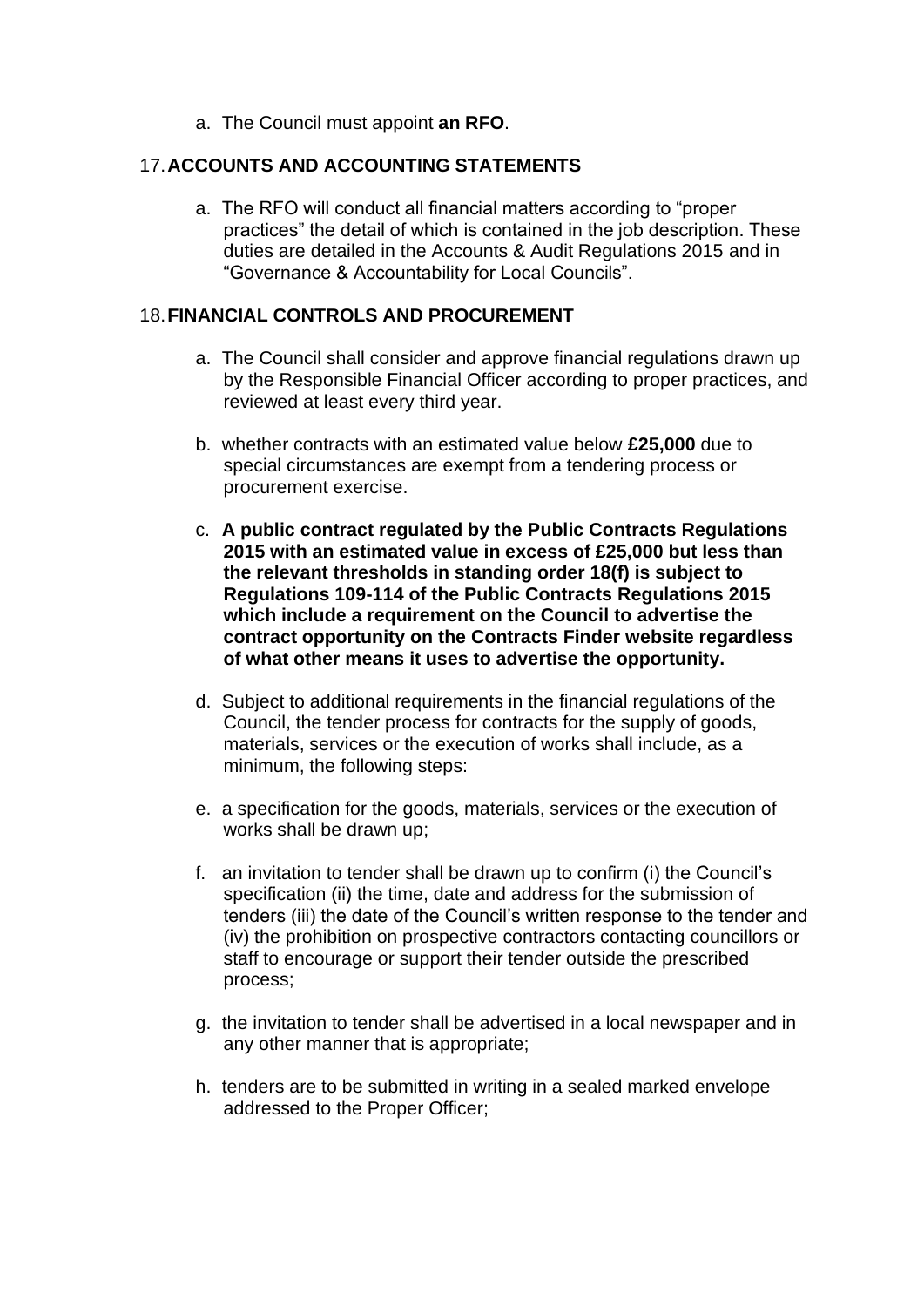a. The Council must appoint **an RFO**.

## 17. ACCOUNTS AND ACCOUNTING STATEMENTS

a. The RFO will conduct all financial matters according to "proper practices" the detail of which is contained in the job description. These duties are detailed in the Accounts & Audit Regulations 2015 and in "Governance & Accountability for Local Councils".

## 18. FINANCIAL CONTROLS AND PROCUREMENT

a. The Council shall consider and approve financial regulations drawn up by the Responsible Financial Officer according to proper practices, and reviewed at least every third year.

b. whether contracts with an estimated value below **£25,000** due to special circumstances are exempt from a tendering process or procurement exercise.

c. **A public contract regulated by the Public Contracts Regulations 2015 with an estimated value in excess of £25,000 but less than the relevant thresholds in standing order 18(f) is subject to Regulations 109-114 of the Public Contracts Regulations 2015 which include a requirement on the Council to advertise the contract opportunity on the Contracts Finder website regardless of what other means it uses to advertise the opportunity.**

d. Subject to additional requirements in the financial regulations of the Council, the tender process for contracts for the supply of goods, materials, services or the execution of works shall include, as a minimum, the following steps:

e. a specification for the goods, materials, services or the execution of works shall be drawn up;

f. an invitation to tender shall be drawn up to confirm (i) the Council's specification (ii) the time, date and address for the submission of tenders (iii) the date of the Council's written response to the tender and (iv) the prohibition on prospective contractors contacting councillors or staff to encourage or support their tender outside the prescribed process;

g. the invitation to tender shall be advertised in a local newspaper and in any other manner that is appropriate;

h. tenders are to be submitted in writing in a sealed marked envelope addressed to the Proper Officer;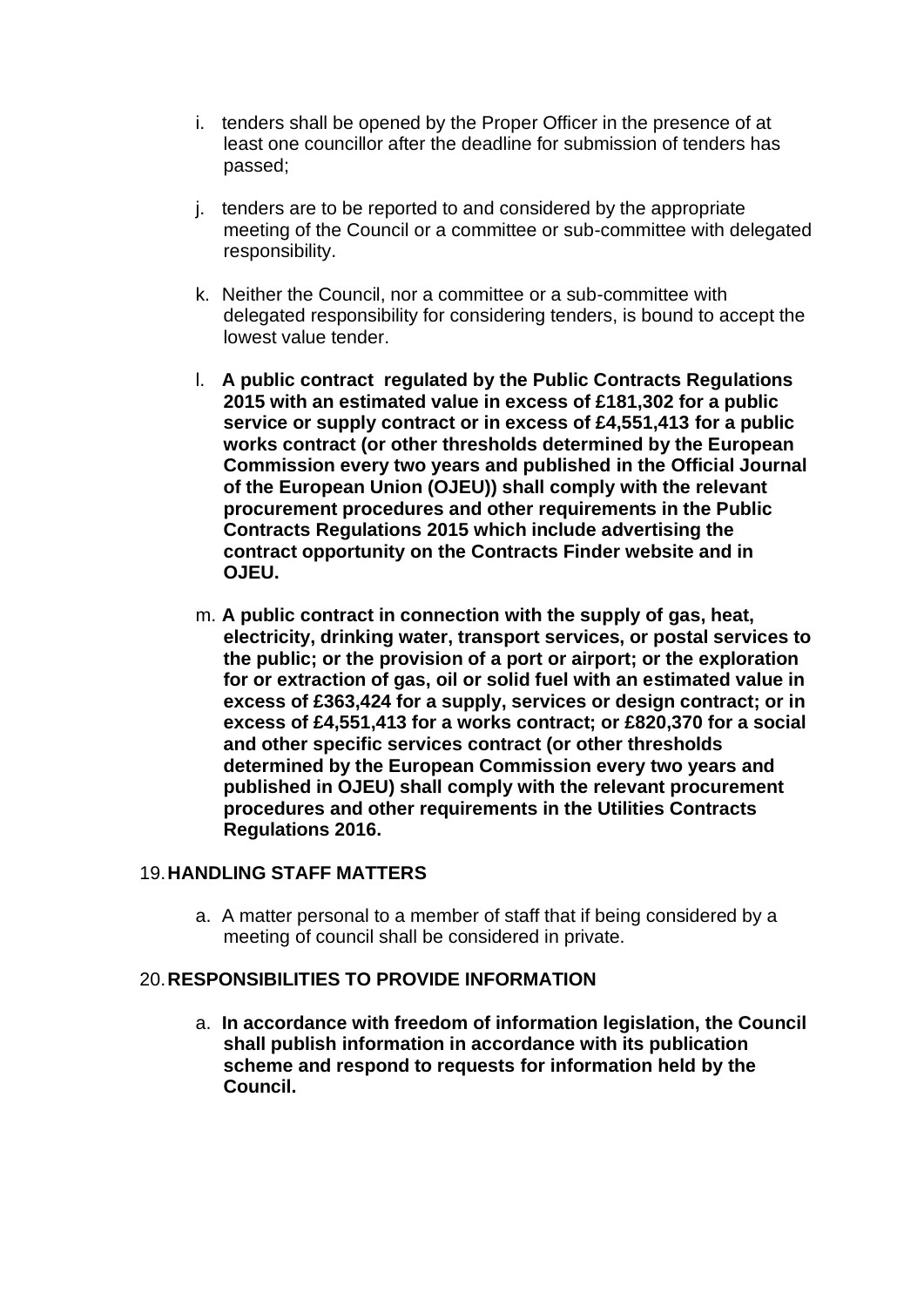i. tenders shall be opened by the Proper Officer in the presence of at least one councillor after the deadline for submission of tenders has passed;

j. tenders are to be reported to and considered by the appropriate meeting of the Council or a committee or sub-committee with delegated responsibility.

k. Neither the Council, nor a committee or a sub-committee with delegated responsibility for considering tenders, is bound to accept the lowest value tender.

l. **A public contract regulated by the Public Contracts Regulations 2015 with an estimated value in excess of £181,302 for a public service or supply contract or in excess of £4,551,413 for a public works contract (or other thresholds determined by the European Commission every two years and published in the Official Journal of the European Union (OJEU)) shall comply with the relevant procurement procedures and other requirements in the Public Contracts Regulations 2015 which include advertising the contract opportunity on the Contracts Finder website and in OJEU.**

m. **A public contract in connection with the supply of gas, heat, electricity, drinking water, transport services, or postal services to the public; or the provision of a port or airport; or the exploration for or extraction of gas, oil or solid fuel with an estimated value in excess of £363,424 for a supply, services or design contract; or in excess of £4,551,413 for a works contract; or £820,370 for a social and other specific services contract (or other thresholds determined by the European Commission every two years and published in OJEU) shall comply with the relevant procurement procedures and other requirements in the Utilities Contracts Regulations 2016.**

## 19. HANDLING STAFF MATTERS

a. A matter personal to a member of staff that if being considered by a meeting of council shall be considered in private.

## 20. RESPONSIBILITIES TO PROVIDE INFORMATION

a. **In accordance with freedom of information legislation, the Council shall publish information in accordance with its publication scheme and respond to requests for information held by the Council.**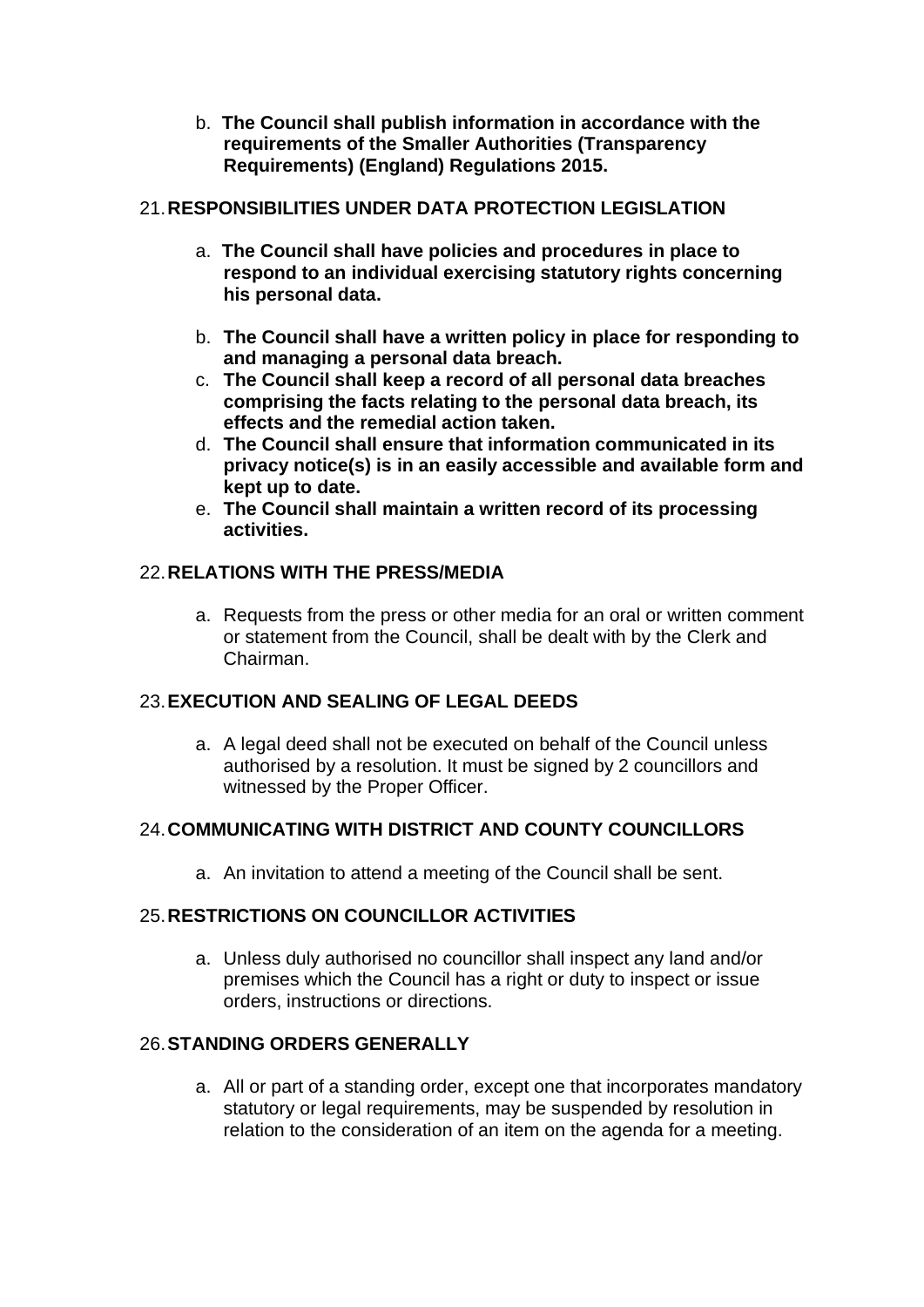b. **The Council shall publish information in accordance with the requirements of the Smaller Authorities (Transparency Requirements) (England) Regulations 2015.**

21. **RESPONSIBILITIES UNDER DATA PROTECTION LEGISLATION**

a. **The Council shall have policies and procedures in place to respond to an individual exercising statutory rights concerning his personal data.**

b. **The Council shall have a written policy in place for responding to and managing a personal data breach.**

c. **The Council shall keep a record of all personal data breaches comprising the facts relating to the personal data breach, its effects and the remedial action taken.**

d. **The Council shall ensure that information communicated in its privacy notice(s) is in an easily accessible and available form and kept up to date.**

e. **The Council shall maintain a written record of its processing activities.**

22. **RELATIONS WITH THE PRESS/MEDIA**

a. Requests from the press or other media for an oral or written comment or statement from the Council, shall be dealt with by the Clerk and Chairman.

23. **EXECUTION AND SEALING OF LEGAL DEEDS**

a. A legal deed shall not be executed on behalf of the Council unless authorised by a resolution. It must be signed by 2 councillors and witnessed by the Proper Officer.

24. **COMMUNICATING WITH DISTRICT AND COUNTY COUNCILLORS**

a. An invitation to attend a meeting of the Council shall be sent.

25. **RESTRICTIONS ON COUNCILLOR ACTIVITIES**

a. Unless duly authorised no councillor shall inspect any land and/or premises which the Council has a right or duty to inspect or issue orders, instructions or directions.

26. **STANDING ORDERS GENERALLY**

a. All or part of a standing order, except one that incorporates mandatory statutory or legal requirements, may be suspended by resolution in relation to the consideration of an item on the agenda for a meeting.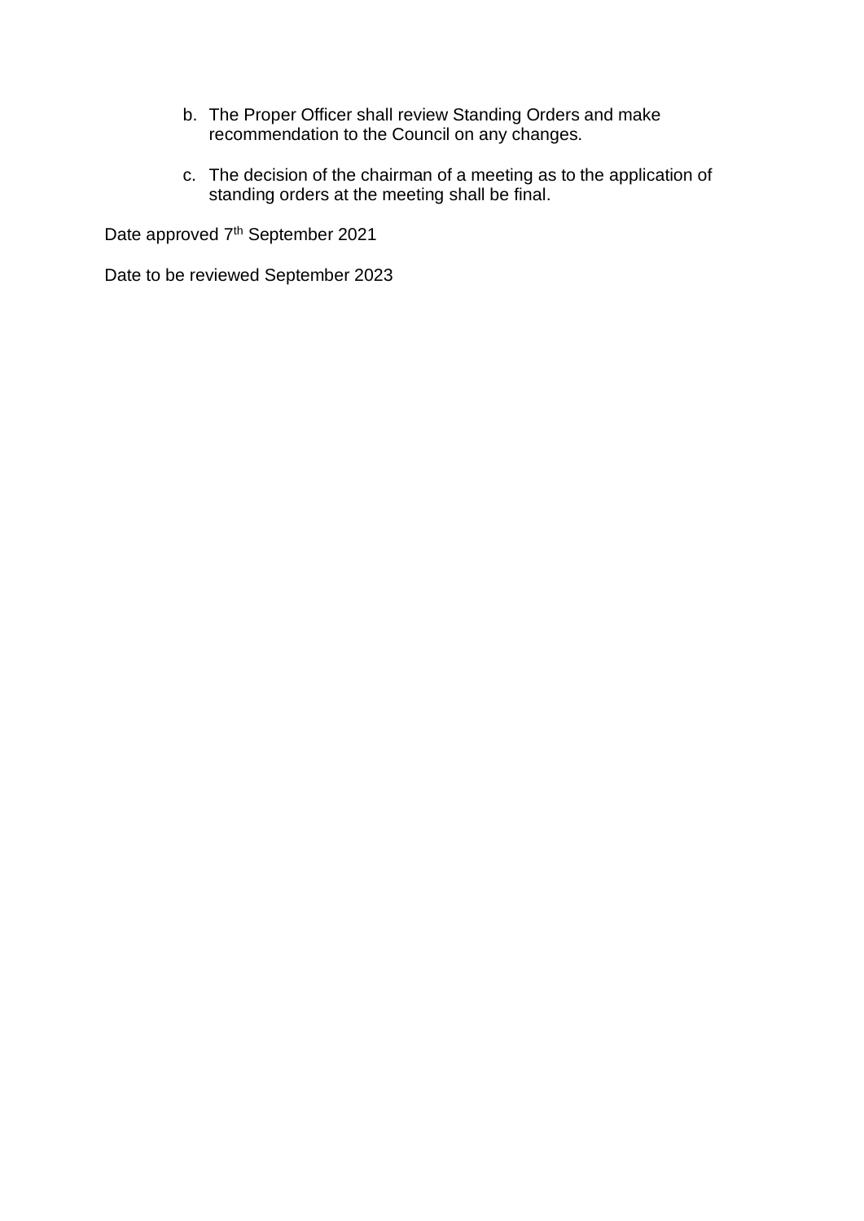b. The Proper Officer shall review Standing Orders and make recommendation to the Council on any changes.

c. The decision of the chairman of a meeting as to the application of standing orders at the meeting shall be final.

Date approved 7th September 2021

Date to be reviewed September 2023